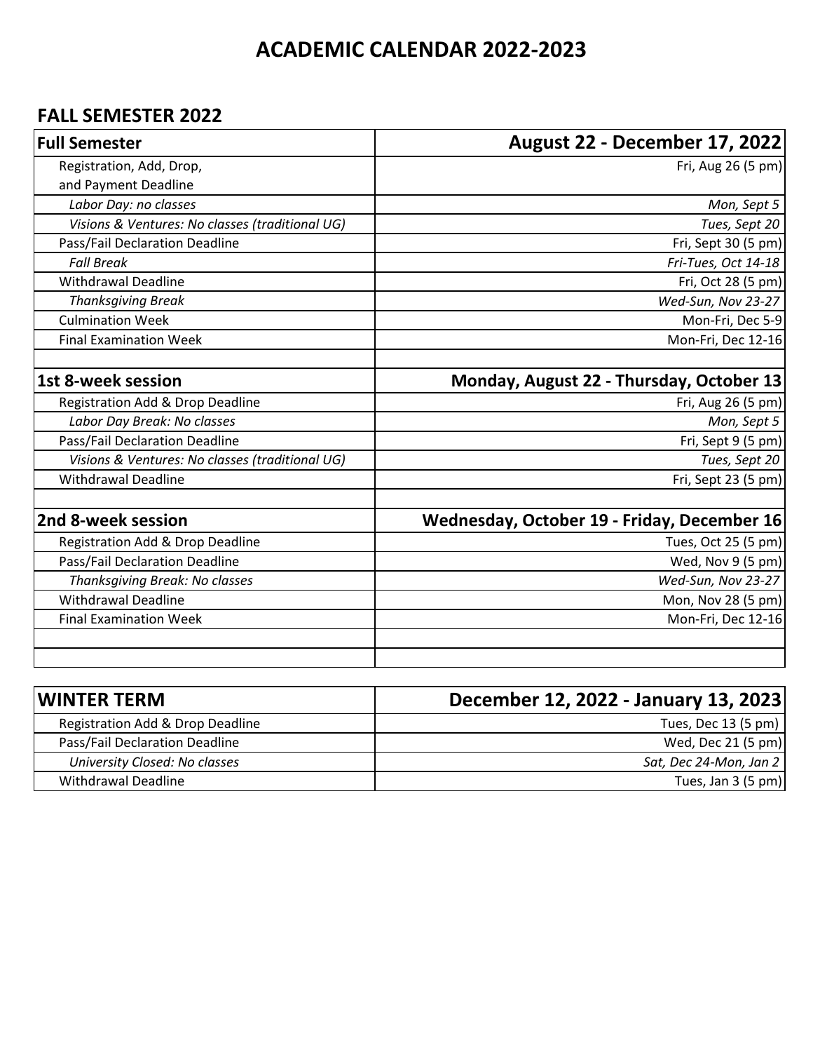# ACADEMIC CALENDAR 2022-2023

## FALL SEMESTER 2022

| **Full Semester** | **August 22 - December 17, 2022** |
|---|---|
| Registration, Add, Drop, and Payment Deadline | Fri, Aug 26 (5 pm) |
| *Labor Day: no classes* | *Mon, Sept 5* |
| *Visions & Ventures: No classes (traditional UG)* | *Tues, Sept 20* |
| Pass/Fail Declaration Deadline | Fri, Sept 30 (5 pm) |
| *Fall Break* | *Fri-Tues, Oct 14-18* |
| Withdrawal Deadline | Fri, Oct 28 (5 pm) |
| *Thanksgiving Break* | *Wed-Sun, Nov 23-27* |
| Culmination Week | Mon-Fri, Dec 5-9 |
| Final Examination Week | Mon-Fri, Dec 12-16 |
| | |
| **1st 8-week session** | **Monday, August 22 - Thursday, October 13** |
| Registration Add & Drop Deadline | Fri, Aug 26 (5 pm) |
| *Labor Day Break: No classes* | *Mon, Sept 5* |
| Pass/Fail Declaration Deadline | Fri, Sept 9 (5 pm) |
| *Visions & Ventures: No classes (traditional UG)* | *Tues, Sept 20* |
| Withdrawal Deadline | Fri, Sept 23 (5 pm) |
| | |
| **2nd 8-week session** | **Wednesday, October 19 - Friday, December 16** |
| Registration Add & Drop Deadline | Tues, Oct 25 (5 pm) |
| Pass/Fail Declaration Deadline | Wed, Nov 9 (5 pm) |
| *Thanksgiving Break: No classes* | *Wed-Sun, Nov 23-27* |
| Withdrawal Deadline | Mon, Nov 28 (5 pm) |
| Final Examination Week | Mon-Fri, Dec 12-16 |

| **WINTER TERM** | **December 12, 2022 - January 13, 2023** |
|---|---|
| Registration Add & Drop Deadline | Tues, Dec 13 (5 pm) |
| Pass/Fail Declaration Deadline | Wed, Dec 21 (5 pm) |
| *University Closed: No classes* | *Sat, Dec 24-Mon, Jan 2* |
| Withdrawal Deadline | Tues, Jan 3 (5 pm) |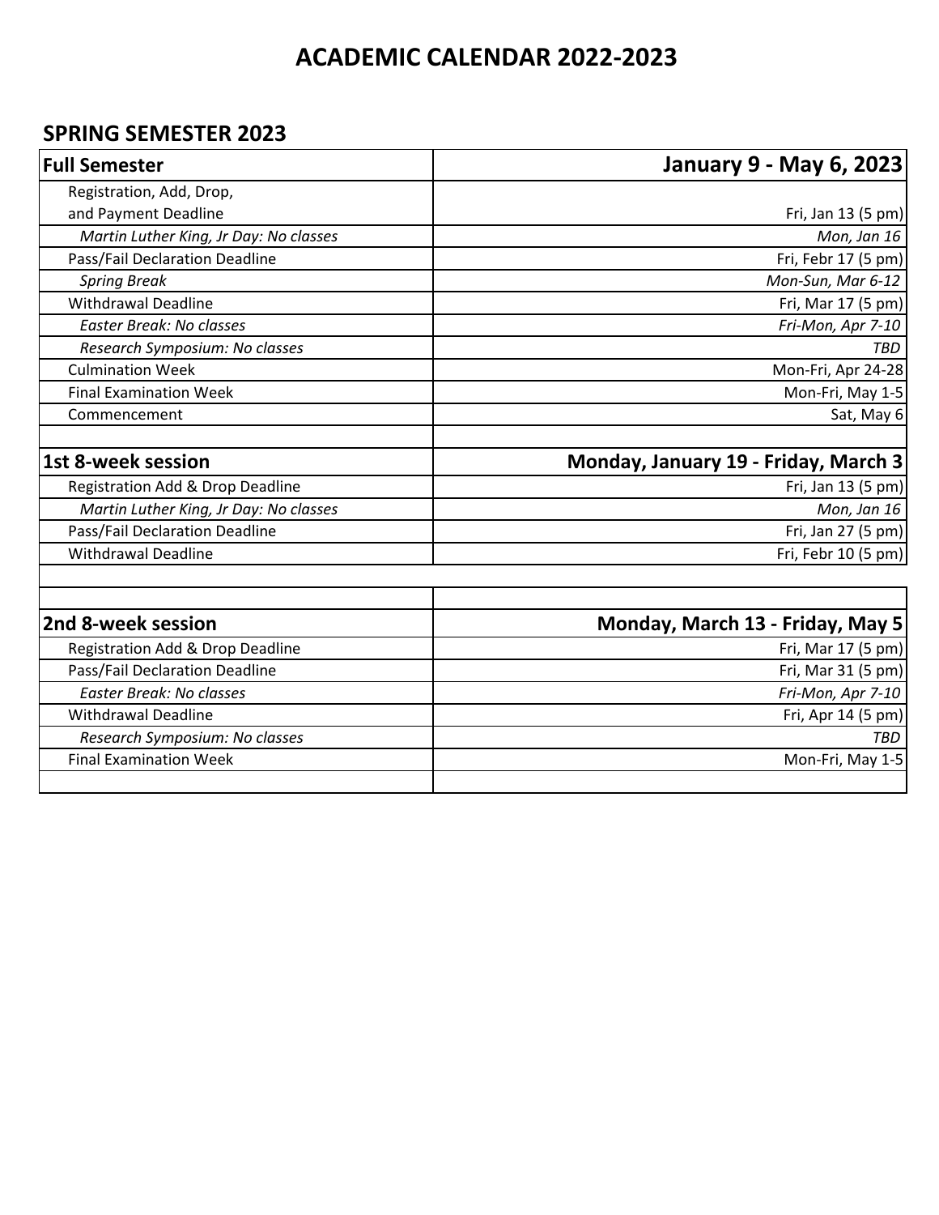# ACADEMIC CALENDAR 2022-2023

## SPRING SEMESTER 2023

| **Full Semester** | **January 9 - May 6, 2023** |
|---|---|
| Registration, Add, Drop, and Payment Deadline | Fri, Jan 13 (5 pm) |
| *Martin Luther King, Jr Day: No classes* | *Mon, Jan 16* |
| Pass/Fail Declaration Deadline | Fri, Febr 17 (5 pm) |
| *Spring Break* | *Mon-Sun, Mar 6-12* |
| Withdrawal Deadline | Fri, Mar 17 (5 pm) |
| *Easter Break: No classes* | *Fri-Mon, Apr 7-10* |
| *Research Symposium: No classes* | *TBD* |
| Culmination Week | Mon-Fri, Apr 24-28 |
| Final Examination Week | Mon-Fri, May 1-5 |
| Commencement | Sat, May 6 |
| | |
| **1st 8-week session** | **Monday, January 19 - Friday, March 3** |
| Registration Add & Drop Deadline | Fri, Jan 13 (5 pm) |
| *Martin Luther King, Jr Day: No classes* | *Mon, Jan 16* |
| Pass/Fail Declaration Deadline | Fri, Jan 27 (5 pm) |
| Withdrawal Deadline | Fri, Febr 10 (5 pm) |
| | |
| | |
| **2nd 8-week session** | **Monday, March 13 - Friday, May 5** |
| Registration Add & Drop Deadline | Fri, Mar 17 (5 pm) |
| Pass/Fail Declaration Deadline | Fri, Mar 31 (5 pm) |
| *Easter Break: No classes* | *Fri-Mon, Apr 7-10* |
| Withdrawal Deadline | Fri, Apr 14 (5 pm) |
| *Research Symposium: No classes* | *TBD* |
| Final Examination Week | Mon-Fri, May 1-5 |
| | |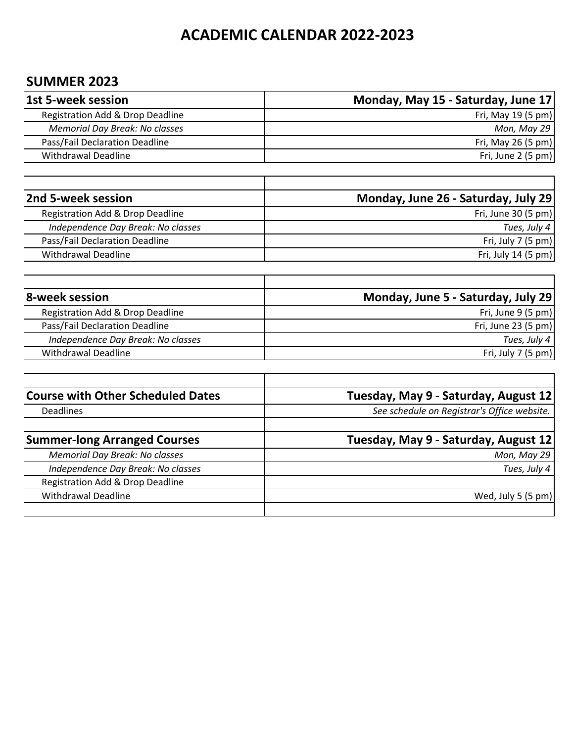# ACADEMIC CALENDAR 2022-2023

## SUMMER 2023

| | |
|---|---|
| **1st 5-week session** | **Monday, May 15 - Saturday, June 17** |
| Registration Add & Drop Deadline | Fri, May 19 (5 pm) |
| *Memorial Day Break: No classes* | *Mon, May 29* |
| Pass/Fail Declaration Deadline | Fri, May 26 (5 pm) |
| Withdrawal Deadline | Fri, June 2 (5 pm) |
| | |
| | |
| **2nd 5-week session** | **Monday, June 26 - Saturday, July 29** |
| Registration Add & Drop Deadline | Fri, June 30 (5 pm) |
| *Independence Day Break: No classes* | *Tues, July 4* |
| Pass/Fail Declaration Deadline | Fri, July 7 (5 pm) |
| Withdrawal Deadline | Fri, July 14 (5 pm) |
| | |
| | |
| **8-week session** | **Monday, June 5 - Saturday, July 29** |
| Registration Add & Drop Deadline | Fri, June 9 (5 pm) |
| Pass/Fail Declaration Deadline | Fri, June 23 (5 pm) |
| *Independence Day Break: No classes* | *Tues, July 4* |
| Withdrawal Deadline | Fri, July 7 (5 pm) |
| | |
| | |
| **Course with Other Scheduled Dates** | **Tuesday, May 9 - Saturday, August 12** |
| Deadlines | *See schedule on Registrar's Office website.* |
| | |
| **Summer-long Arranged Courses** | **Tuesday, May 9 - Saturday, August 12** |
| *Memorial Day Break: No classes* | *Mon, May 29* |
| *Independence Day Break: No classes* | *Tues, July 4* |
| Registration Add & Drop Deadline | |
| Withdrawal Deadline | Wed, July 5 (5 pm) |
| | |